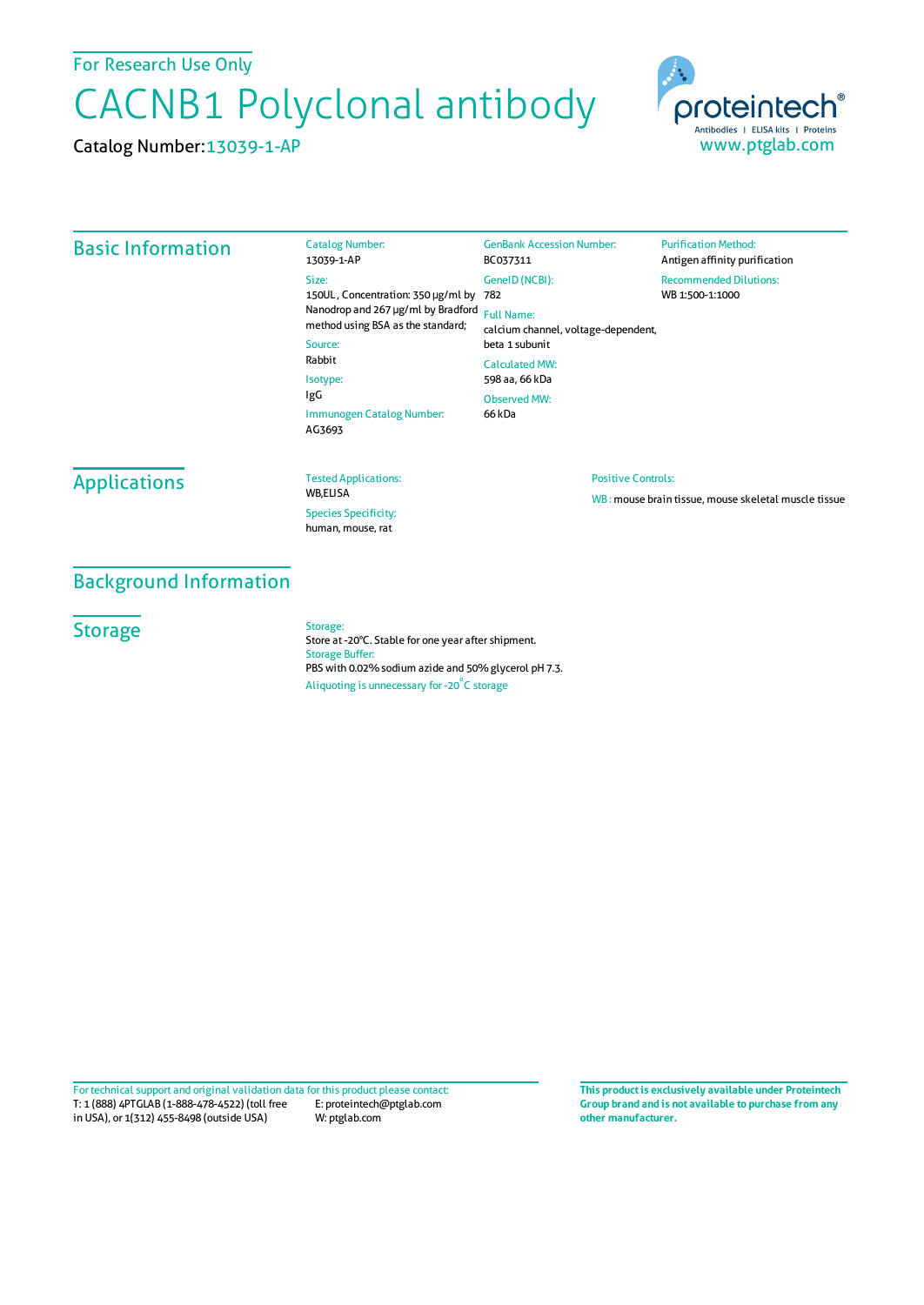For Research Use Only

# CACNB1 Polyclonal antibody

Catalog Number: 13039-1-AP

proteintech®
Antibodies | ELISA kits | Proteins
www.ptglab.com

## Basic Information

Catalog Number:
13039-1-AP

Size:
150UL , Concentration: 350 μg/ml by Nanodrop and 267 μg/ml by Bradford method using BSA as the standard;

Source:
Rabbit

Isotype:
IgG

Immunogen Catalog Number:
AG3693

GenBank Accession Number:
BC037311

GeneID (NCBI):
782

Full Name:
calcium channel, voltage-dependent, beta 1 subunit

Calculated MW:
598 aa, 66 kDa

Observed MW:
66 kDa

Purification Method:
Antigen affinity purification

Recommended Dilutions:
WB 1:500-1:1000

## Applications

Tested Applications:
WB,ELISA

Species Specificity:
human, mouse, rat

Positive Controls:

WB : mouse brain tissue, mouse skeletal muscle tissue

## Background Information

## Storage

Storage:
Store at -20°C. Stable for one year after shipment.

Storage Buffer:
PBS with 0.02% sodium azide and 50% glycerol pH 7.3.

Aliquoting is unnecessary for -20°C storage

For technical support and original validation data for this product please contact:
T: 1 (888) 4PTGLAB (1-888-478-4522) (toll free in USA), or 1(312) 455-8498 (outside USA)
E: proteintech@ptglab.com
W: ptglab.com

**This product is exclusively available under Proteintech Group brand and is not available to purchase from any other manufacturer.**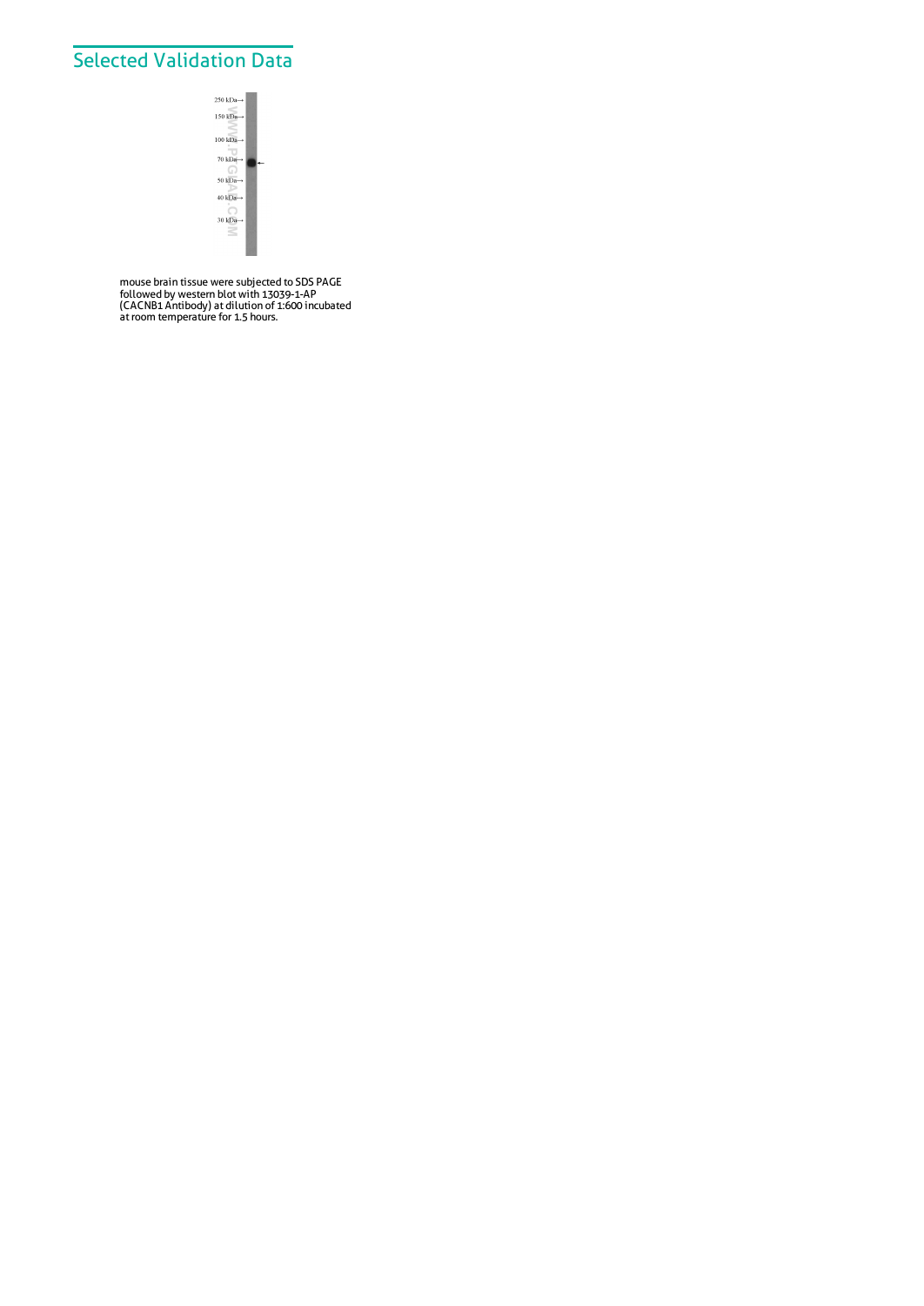## Selected Validation Data

250 kDa→
150 kDa→
100 kDa→
70 kDa→
50 kDa→
40 kDa→
30 kDa→

mouse brain tissue were subjected to SDS PAGE followed by western blot with 13039-1-AP (CACNB1 Antibody) at dilution of 1:600 incubated at room temperature for 1.5 hours.